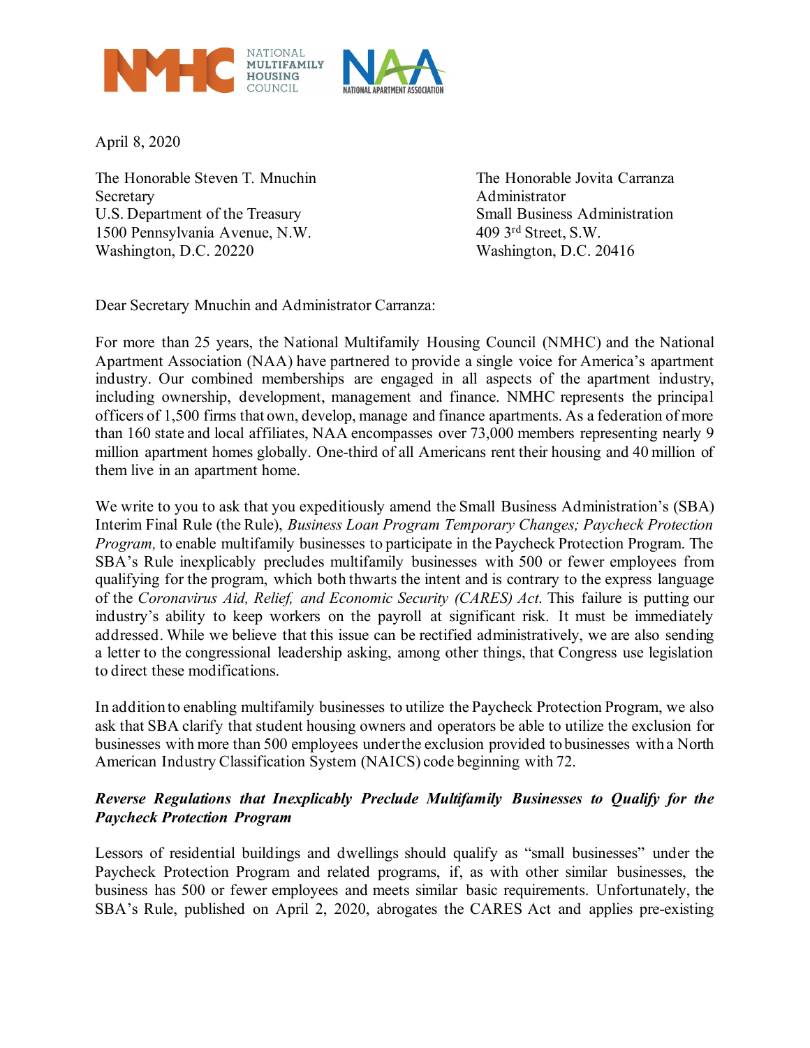NATIONAL MULTIFAMILY HOUSING COUNCIL

NATIONAL APARTMENT ASSOCIATION

April 8, 2020

The Honorable Steven T. Mnuchin
Secretary
U.S. Department of the Treasury
1500 Pennsylvania Avenue, N.W.
Washington, D.C. 20220

The Honorable Jovita Carranza
Administrator
Small Business Administration
409 3rd Street, S.W.
Washington, D.C. 20416

Dear Secretary Mnuchin and Administrator Carranza:

For more than 25 years, the National Multifamily Housing Council (NMHC) and the National Apartment Association (NAA) have partnered to provide a single voice for America's apartment industry. Our combined memberships are engaged in all aspects of the apartment industry, including ownership, development, management and finance. NMHC represents the principal officers of 1,500 firms that own, develop, manage and finance apartments. As a federation of more than 160 state and local affiliates, NAA encompasses over 73,000 members representing nearly 9 million apartment homes globally. One-third of all Americans rent their housing and 40 million of them live in an apartment home.

We write to you to ask that you expeditiously amend the Small Business Administration's (SBA) Interim Final Rule (the Rule), *Business Loan Program Temporary Changes; Paycheck Protection Program,* to enable multifamily businesses to participate in the Paycheck Protection Program. The SBA's Rule inexplicably precludes multifamily businesses with 500 or fewer employees from qualifying for the program, which both thwarts the intent and is contrary to the express language of the *Coronavirus Aid, Relief, and Economic Security (CARES) Act*. This failure is putting our industry's ability to keep workers on the payroll at significant risk. It must be immediately addressed. While we believe that this issue can be rectified administratively, we are also sending a letter to the congressional leadership asking, among other things, that Congress use legislation to direct these modifications.

In addition to enabling multifamily businesses to utilize the Paycheck Protection Program, we also ask that SBA clarify that student housing owners and operators be able to utilize the exclusion for businesses with more than 500 employees under the exclusion provided to businesses with a North American Industry Classification System (NAICS) code beginning with 72.

***Reverse Regulations that Inexplicably Preclude Multifamily Businesses to Qualify for the Paycheck Protection Program***

Lessors of residential buildings and dwellings should qualify as "small businesses" under the Paycheck Protection Program and related programs, if, as with other similar businesses, the business has 500 or fewer employees and meets similar basic requirements. Unfortunately, the SBA's Rule, published on April 2, 2020, abrogates the CARES Act and applies pre-existing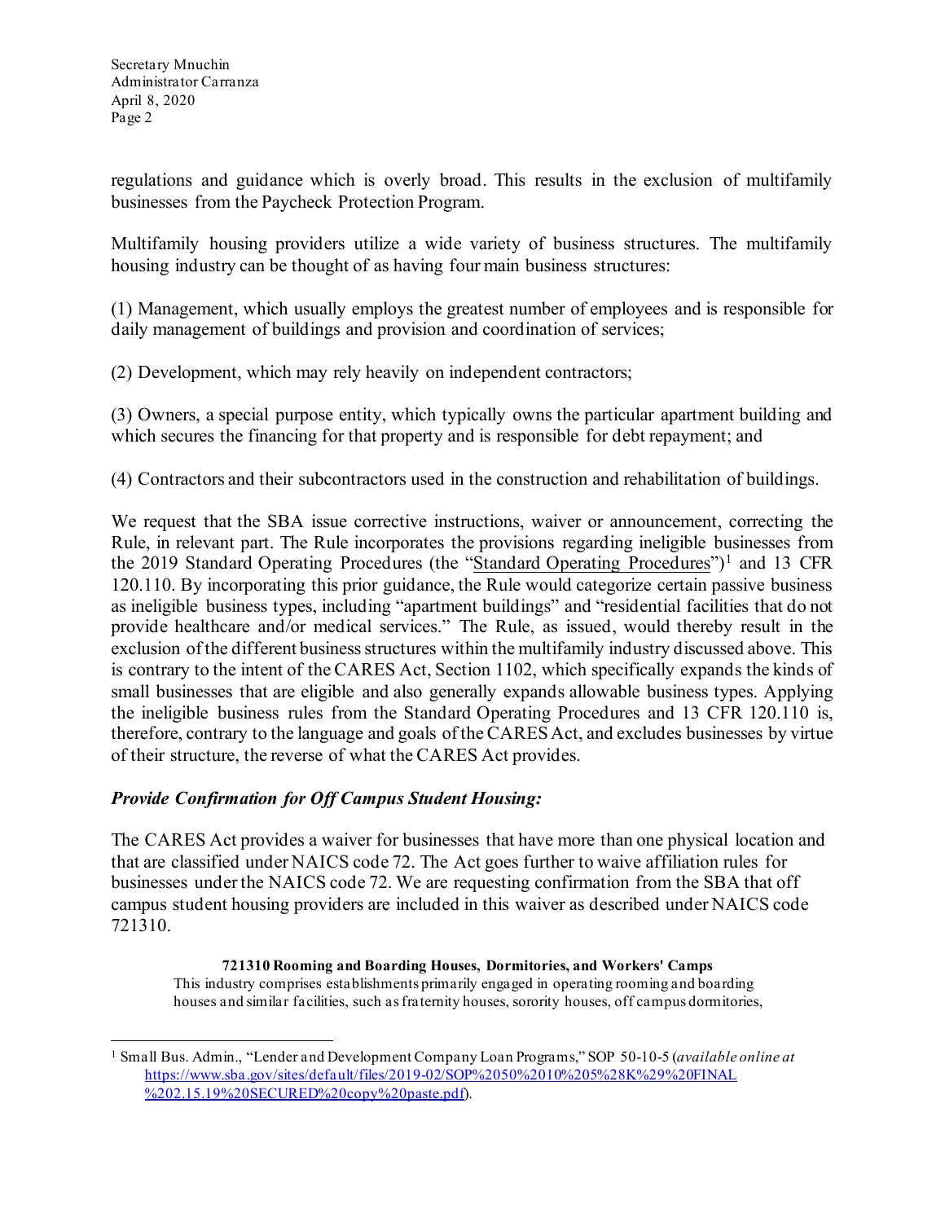regulations and guidance which is overly broad. This results in the exclusion of multifamily businesses from the Paycheck Protection Program.

Multifamily housing providers utilize a wide variety of business structures. The multifamily housing industry can be thought of as having four main business structures:

(1) Management, which usually employs the greatest number of employees and is responsible for daily management of buildings and provision and coordination of services;

(2) Development, which may rely heavily on independent contractors;

(3) Owners, a special purpose entity, which typically owns the particular apartment building and which secures the financing for that property and is responsible for debt repayment; and

(4) Contractors and their subcontractors used in the construction and rehabilitation of buildings.

We request that the SBA issue corrective instructions, waiver or announcement, correcting the Rule, in relevant part. The Rule incorporates the provisions regarding ineligible businesses from the 2019 Standard Operating Procedures (the "Standard Operating Procedures")[1] and 13 CFR 120.110. By incorporating this prior guidance, the Rule would categorize certain passive business as ineligible business types, including "apartment buildings" and "residential facilities that do not provide healthcare and/or medical services." The Rule, as issued, would thereby result in the exclusion of the different business structures within the multifamily industry discussed above. This is contrary to the intent of the CARES Act, Section 1102, which specifically expands the kinds of small businesses that are eligible and also generally expands allowable business types. Applying the ineligible business rules from the Standard Operating Procedures and 13 CFR 120.110 is, therefore, contrary to the language and goals of the CARES Act, and excludes businesses by virtue of their structure, the reverse of what the CARES Act provides.

### *Provide Confirmation for Off Campus Student Housing:*

The CARES Act provides a waiver for businesses that have more than one physical location and that are classified under NAICS code 72. The Act goes further to waive affiliation rules for businesses under the NAICS code 72. We are requesting confirmation from the SBA that off campus student housing providers are included in this waiver as described under NAICS code 721310.

> **721310 Rooming and Boarding Houses, Dormitories, and Workers' Camps**
> This industry comprises establishments primarily engaged in operating rooming and boarding houses and similar facilities, such as fraternity houses, sorority houses, off campus dormitories,

---

[1] Small Bus. Admin., "Lender and Development Company Loan Programs," SOP 50-10-5 (*available online at* https://www.sba.gov/sites/default/files/2019-02/SOP%2050%2010%205%28K%29%20FINAL%202.15.19%20SECURED%20copy%20paste.pdf).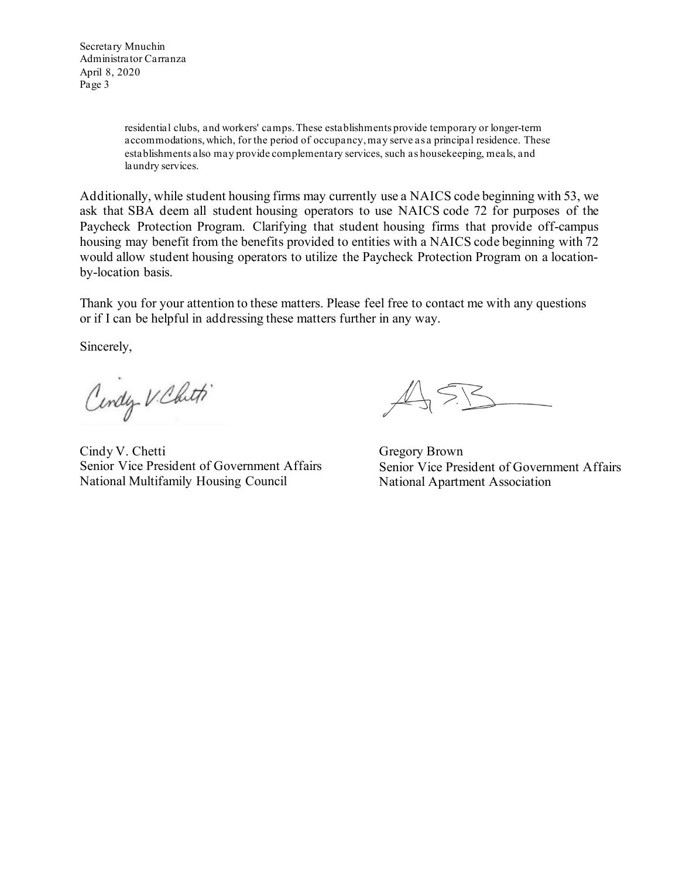> residential clubs, and workers' camps. These establishments provide temporary or longer-term accommodations, which, for the period of occupancy, may serve as a principal residence. These establishments also may provide complementary services, such as housekeeping, meals, and laundry services.

Additionally, while student housing firms may currently use a NAICS code beginning with 53, we ask that SBA deem all student housing operators to use NAICS code 72 for purposes of the Paycheck Protection Program. Clarifying that student housing firms that provide off-campus housing may benefit from the benefits provided to entities with a NAICS code beginning with 72 would allow student housing operators to utilize the Paycheck Protection Program on a location-by-location basis.

Thank you for your attention to these matters. Please feel free to contact me with any questions or if I can be helpful in addressing these matters further in any way.

Sincerely,

Cindy V. Chetti
Senior Vice President of Government Affairs
National Multifamily Housing Council

Gregory Brown
Senior Vice President of Government Affairs
National Apartment Association